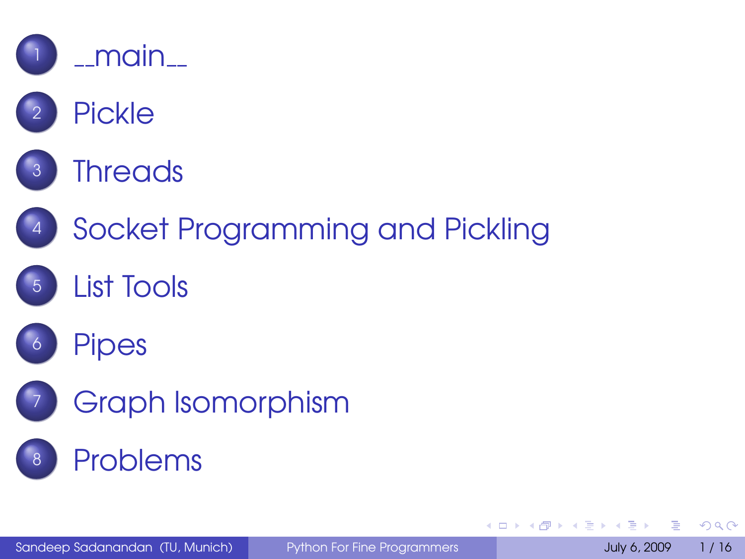1. __main__
2. Pickle
3. Threads
4. Socket Programming and Pickling
5. List Tools
6. Pipes
7. Graph Isomorphism
8. Problems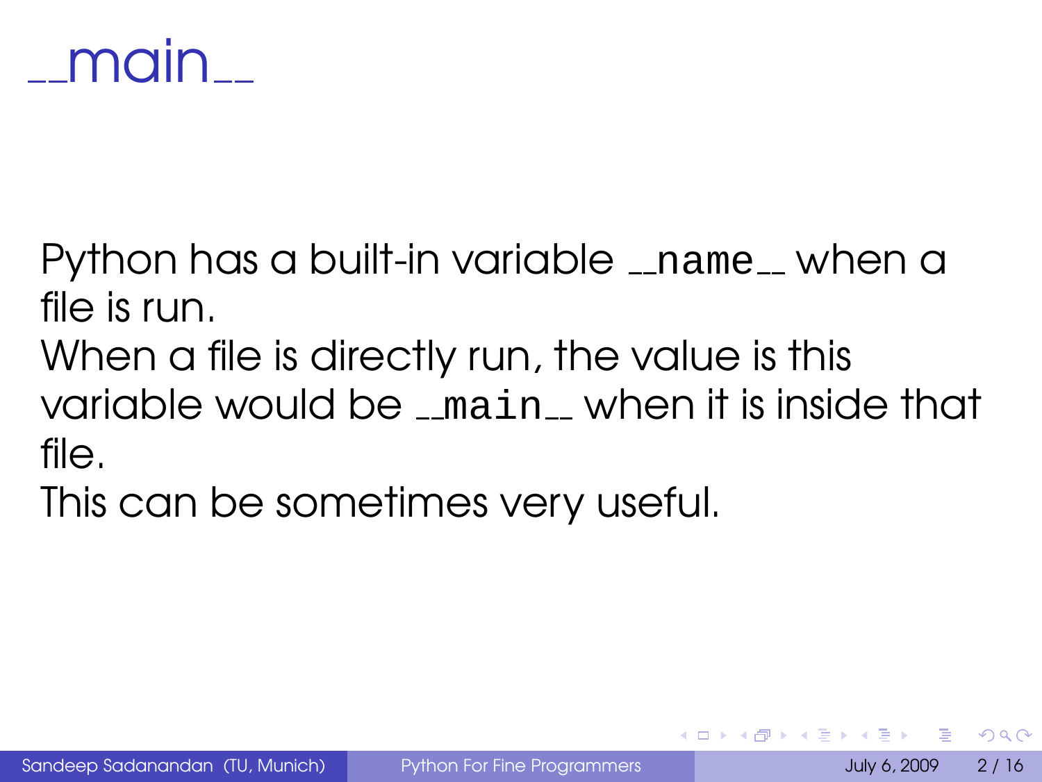# __main__

Python has a built-in variable `__name__` when a file is run.
When a file is directly run, the value is this variable would be `__main__` when it is inside that file.
This can be sometimes very useful.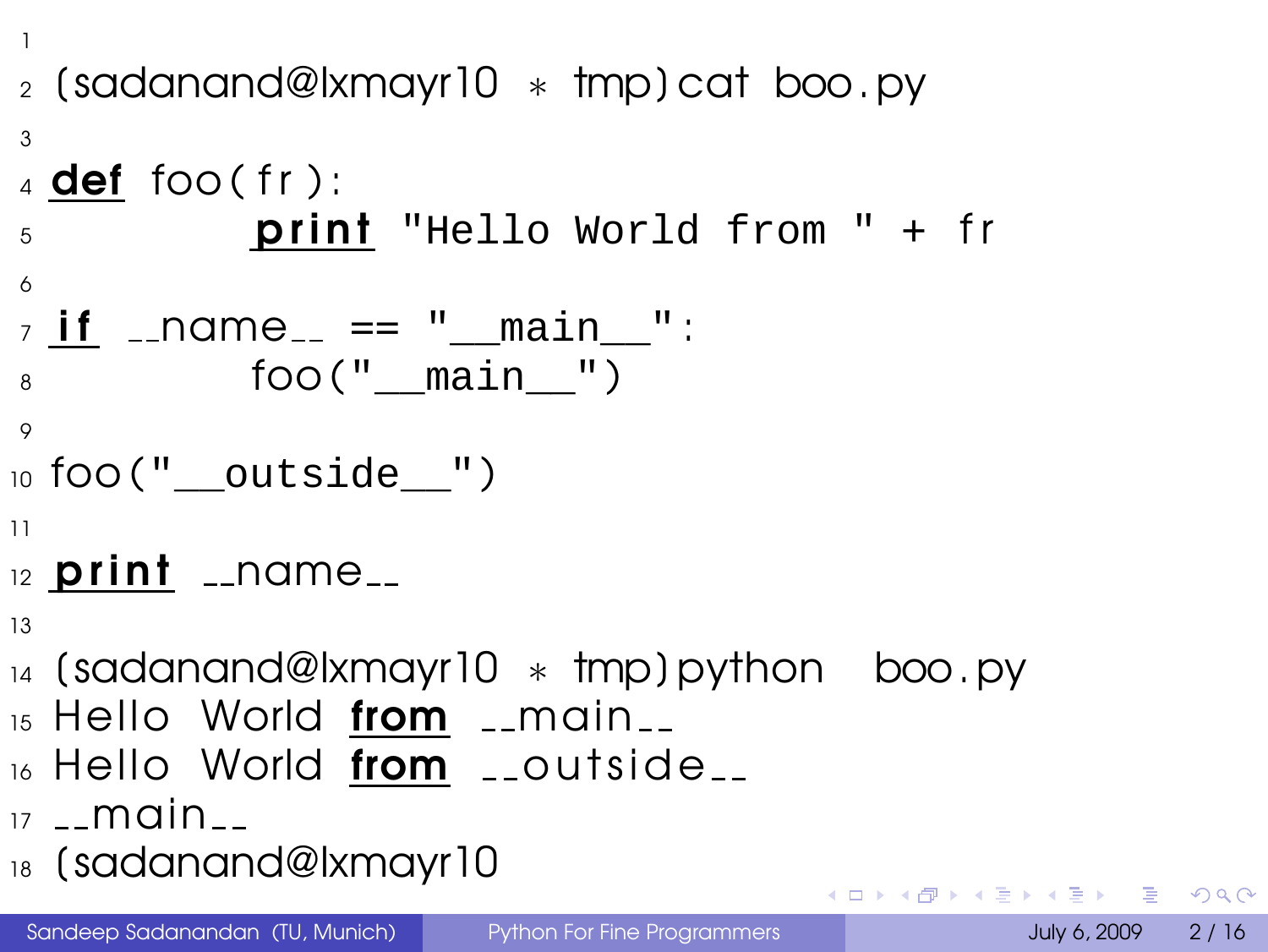```
(sadanand@lxmayr10 * tmp)cat boo.py

def foo(fr):
        print "Hello World from " + fr

if __name__ == "__main__":
        foo("__main__")

foo("__outside__")

print __name__

(sadanand@lxmayr10 * tmp)python  boo.py
Hello World from __main__
Hello World from __outside__
__main__
(sadanand@lxmayr10
```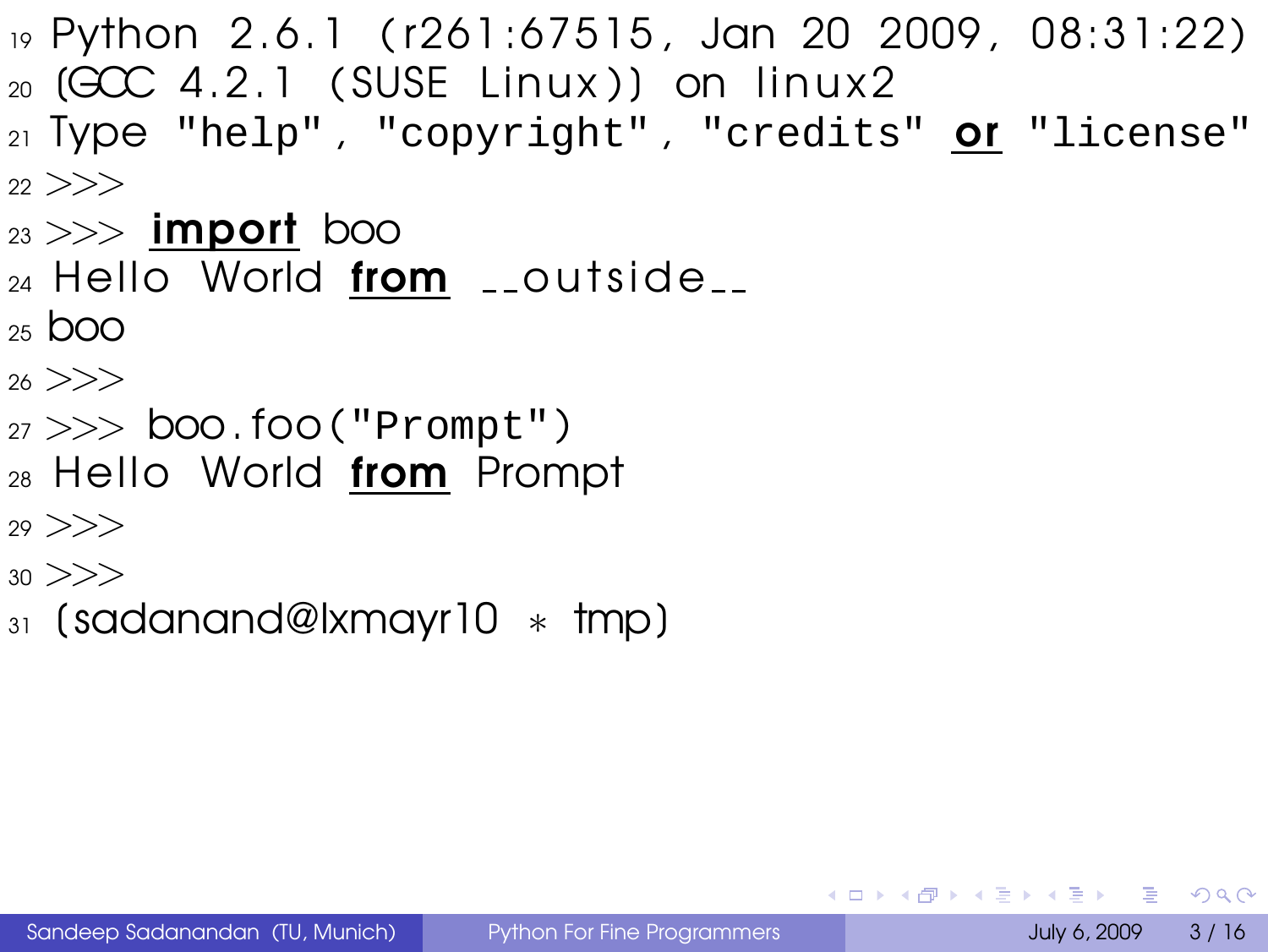```
19 Python 2.6.1 (r261:67515, Jan 20 2009, 08:31:22)
20 [GCC 4.2.1 (SUSE Linux)] on linux2
21 Type "help", "copyright", "credits" or "license"
22 >>>
23 >>> import boo
24 Hello World from __outside__
25 boo
26 >>>
27 >>> boo.foo("Prompt")
28 Hello World from Prompt
29 >>>
30 >>>
31 (sadanand@lxmayr10 * tmp)
```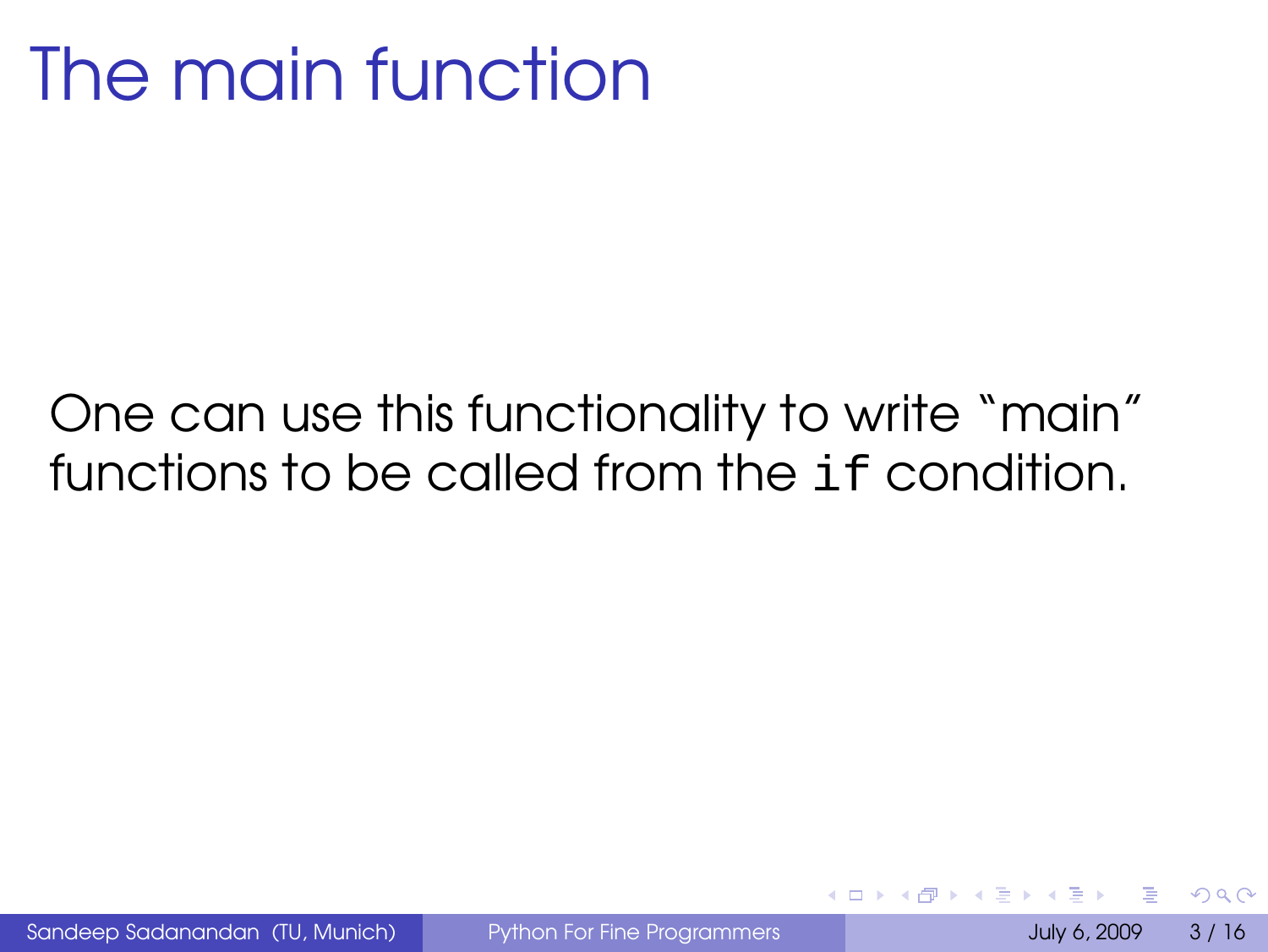# The main function

One can use this functionality to write "main" functions to be called from the `if` condition.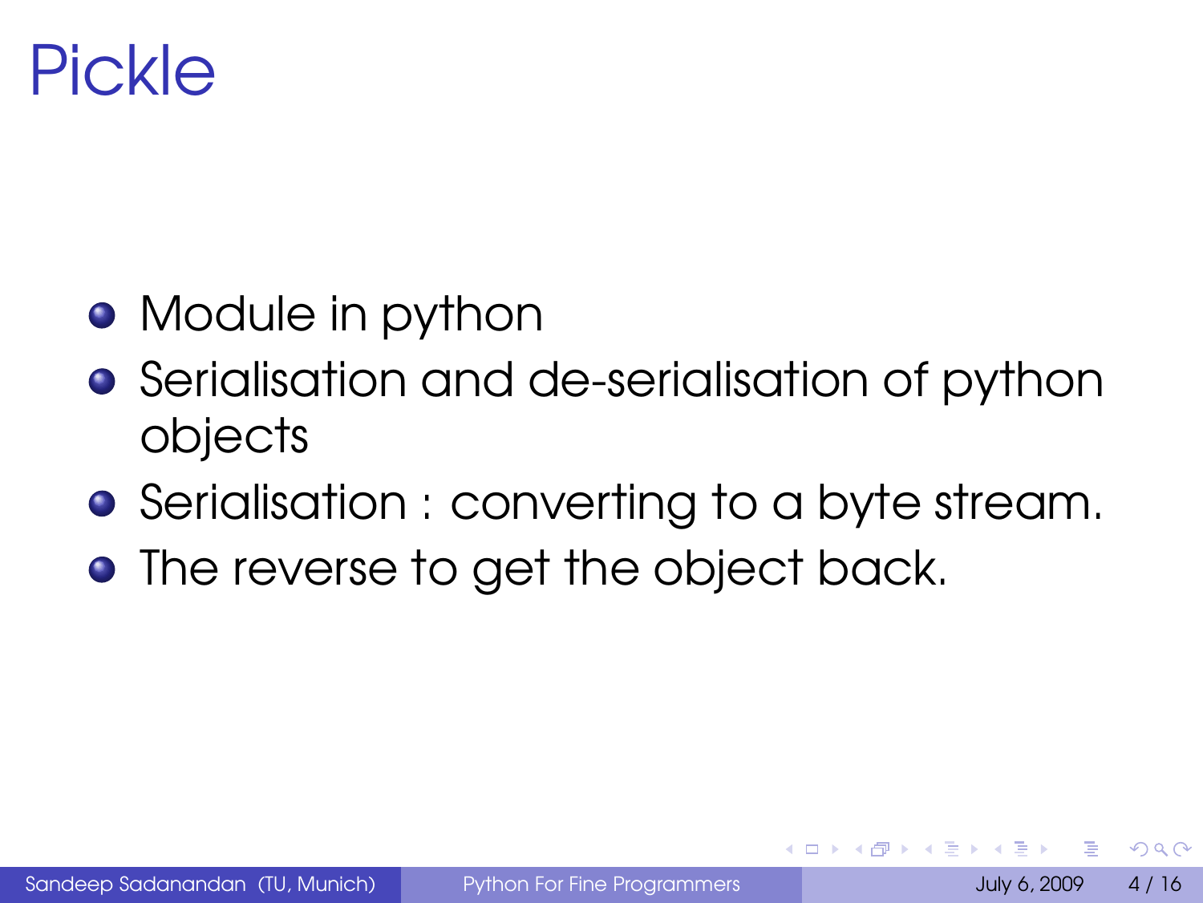# Pickle

- Module in python
- Serialisation and de-serialisation of python objects
- Serialisation : converting to a byte stream.
- The reverse to get the object back.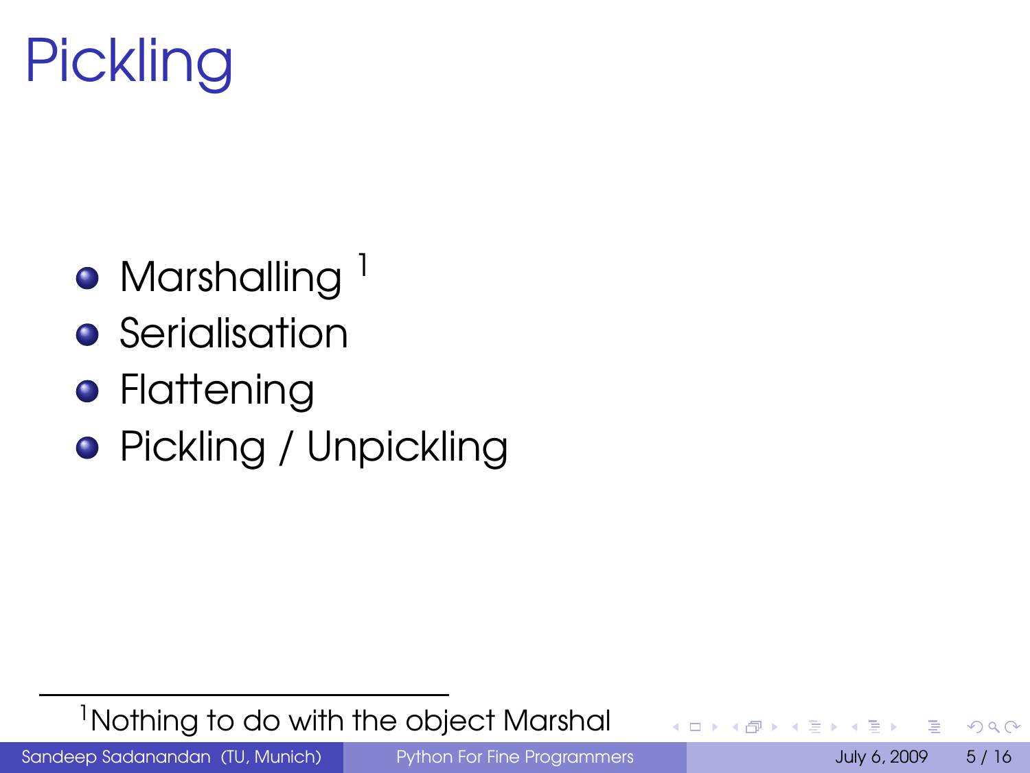# Pickling

- Marshalling [1]
- Serialisation
- Flattening
- Pickling / Unpickling

[1] Nothing to do with the object Marshal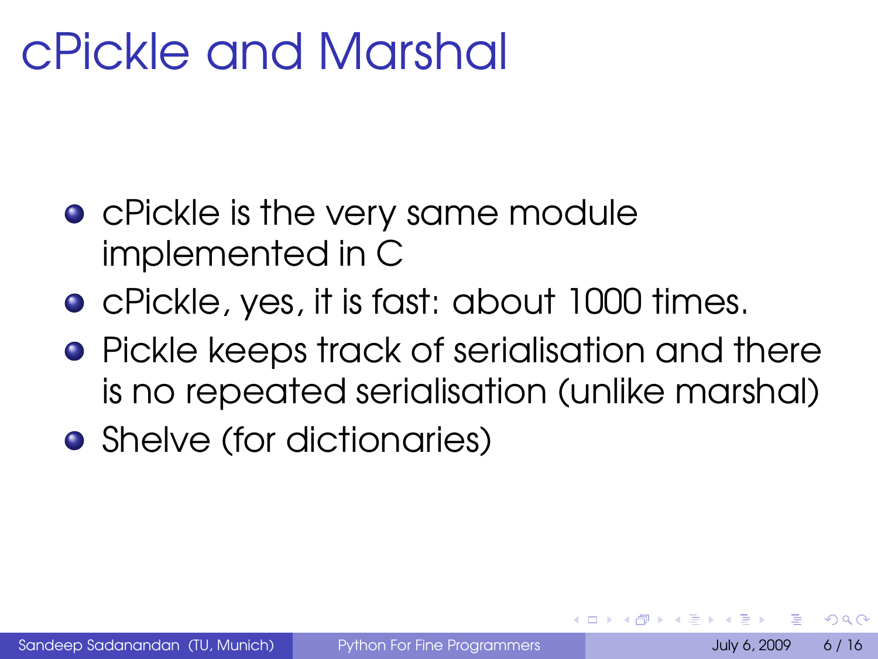# cPickle and Marshal

- cPickle is the very same module implemented in C
- cPickle, yes, it is fast: about 1000 times.
- Pickle keeps track of serialisation and there is no repeated serialisation (unlike marshal)
- Shelve (for dictionaries)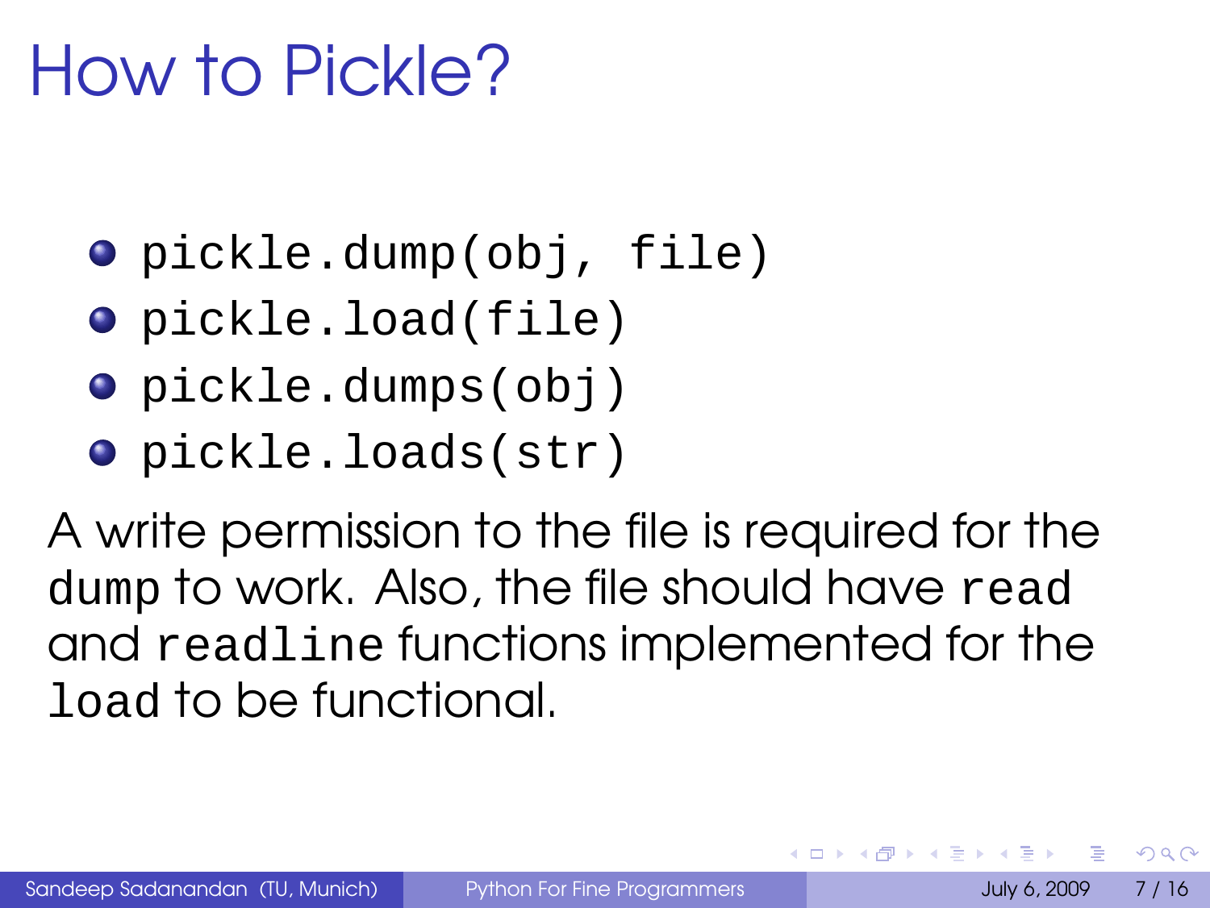# How to Pickle?

- `pickle.dump(obj, file)`
- `pickle.load(file)`
- `pickle.dumps(obj)`
- `pickle.loads(str)`

A write permission to the file is required for the `dump` to work. Also, the file should have `read` and `readline` functions implemented for the `load` to be functional.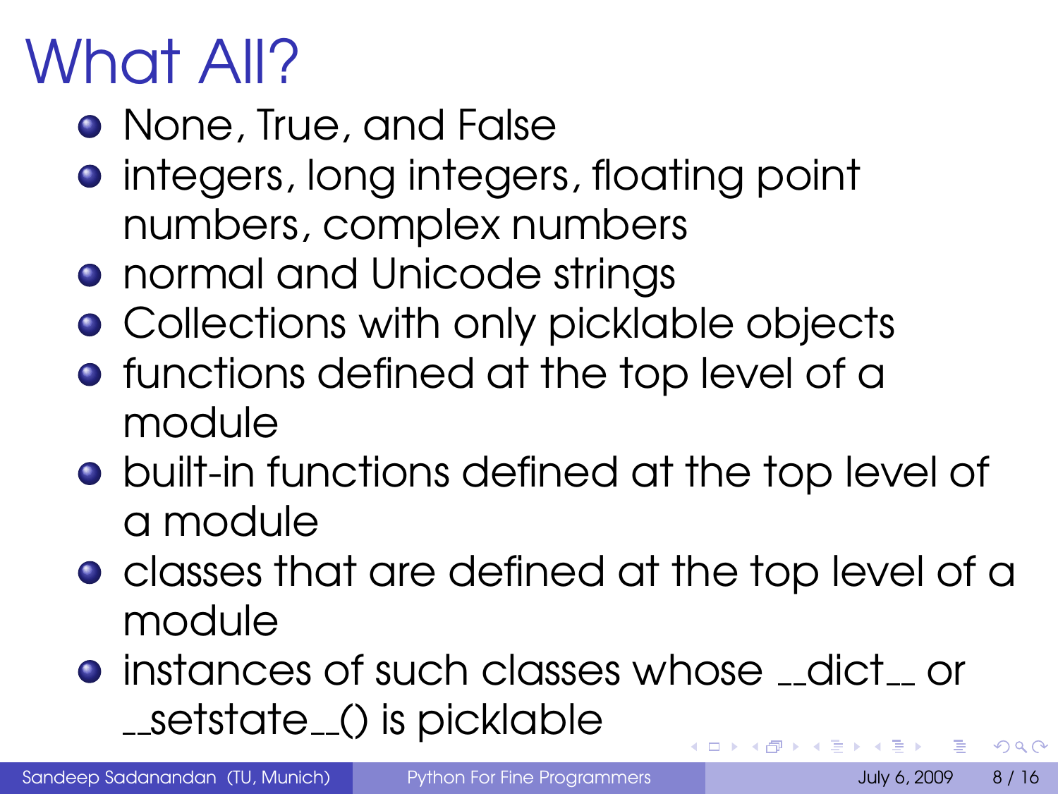# What All?

- None, True, and False
- integers, long integers, floating point numbers, complex numbers
- normal and Unicode strings
- Collections with only picklable objects
- functions defined at the top level of a module
- built-in functions defined at the top level of a module
- classes that are defined at the top level of a module
- instances of such classes whose __dict__ or __setstate__() is picklable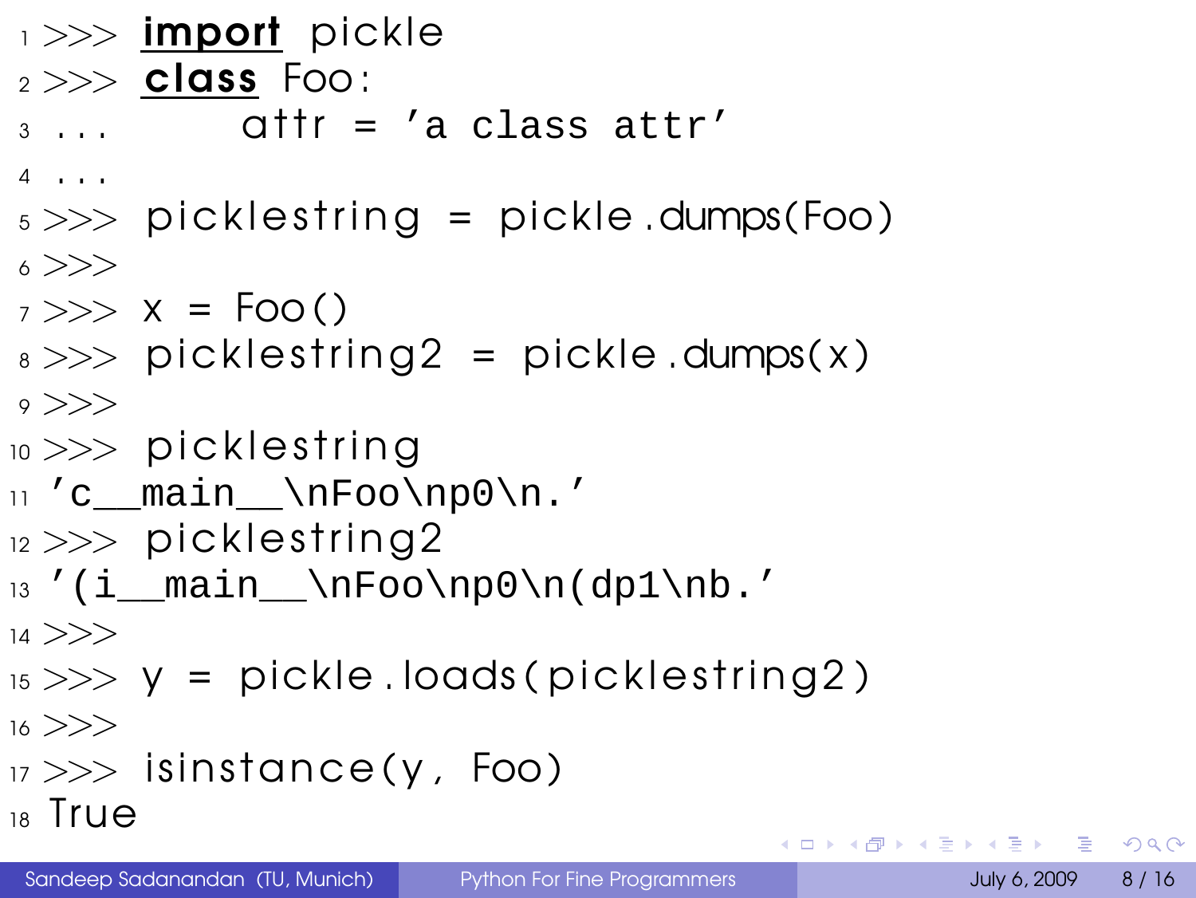```
>>> import pickle
>>> class Foo:
...     attr = 'a class attr'
...
>>> picklestring = pickle.dumps(Foo)
>>>
>>> x = Foo()
>>> picklestring2 = pickle.dumps(x)
>>>
>>> picklestring
'c__main__\nFoo\np0\n.'
>>> picklestring2
'(i__main__\nFoo\np0\n(dp1\nb.'
>>>
>>> y = pickle.loads(picklestring2)
>>>
>>> isinstance(y, Foo)
True
```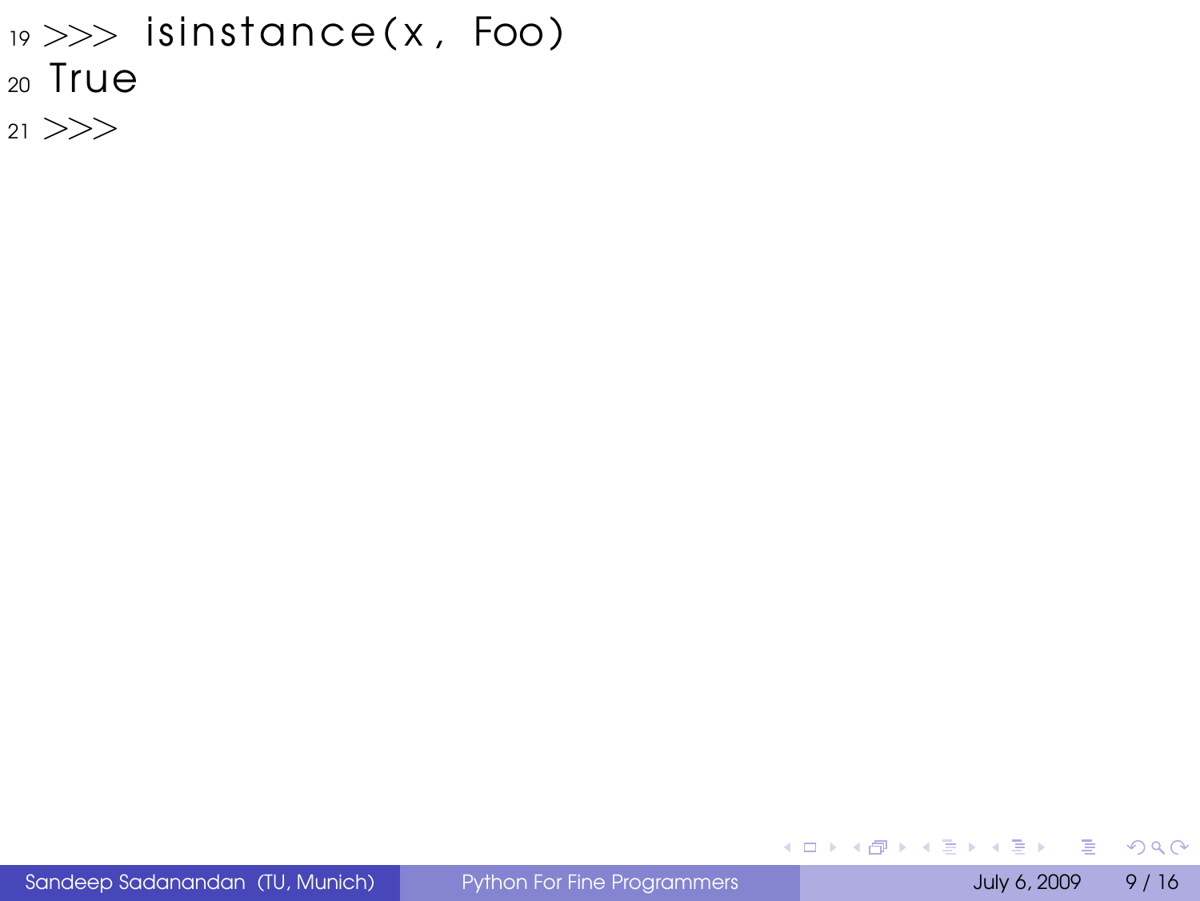```
>>> isinstance(x, Foo)
True
>>>
```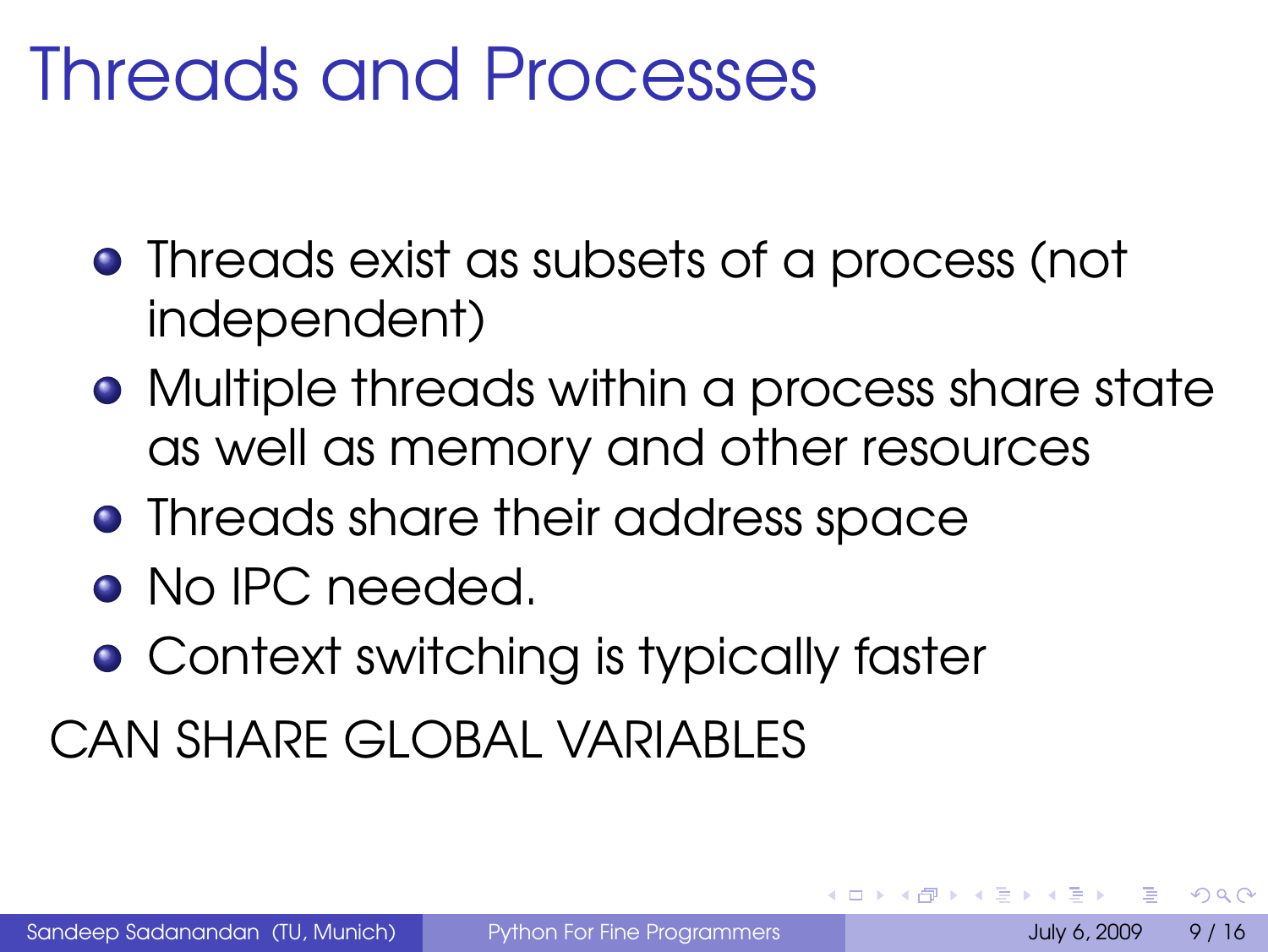# Threads and Processes

- Threads exist as subsets of a process (not independent)
- Multiple threads within a process share state as well as memory and other resources
- Threads share their address space
- No IPC needed.
- Context switching is typically faster

CAN SHARE GLOBAL VARIABLES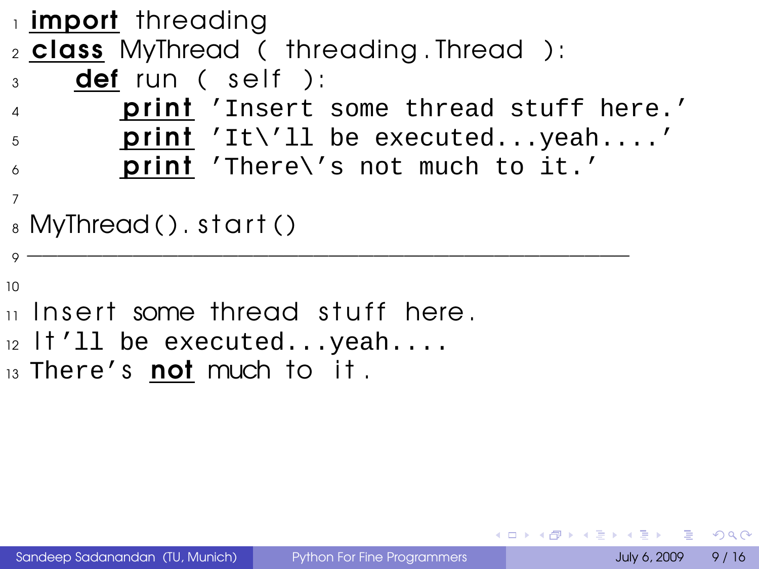```python
import threading
class MyThread ( threading.Thread ):
    def run ( self ):
        print 'Insert some thread stuff here.'
        print 'It\'ll be executed...yeah....'
        print 'There\'s not much to it.'

MyThread().start()
```

---

```
Insert some thread stuff here.
It'll be executed...yeah....
There's not much to it.
```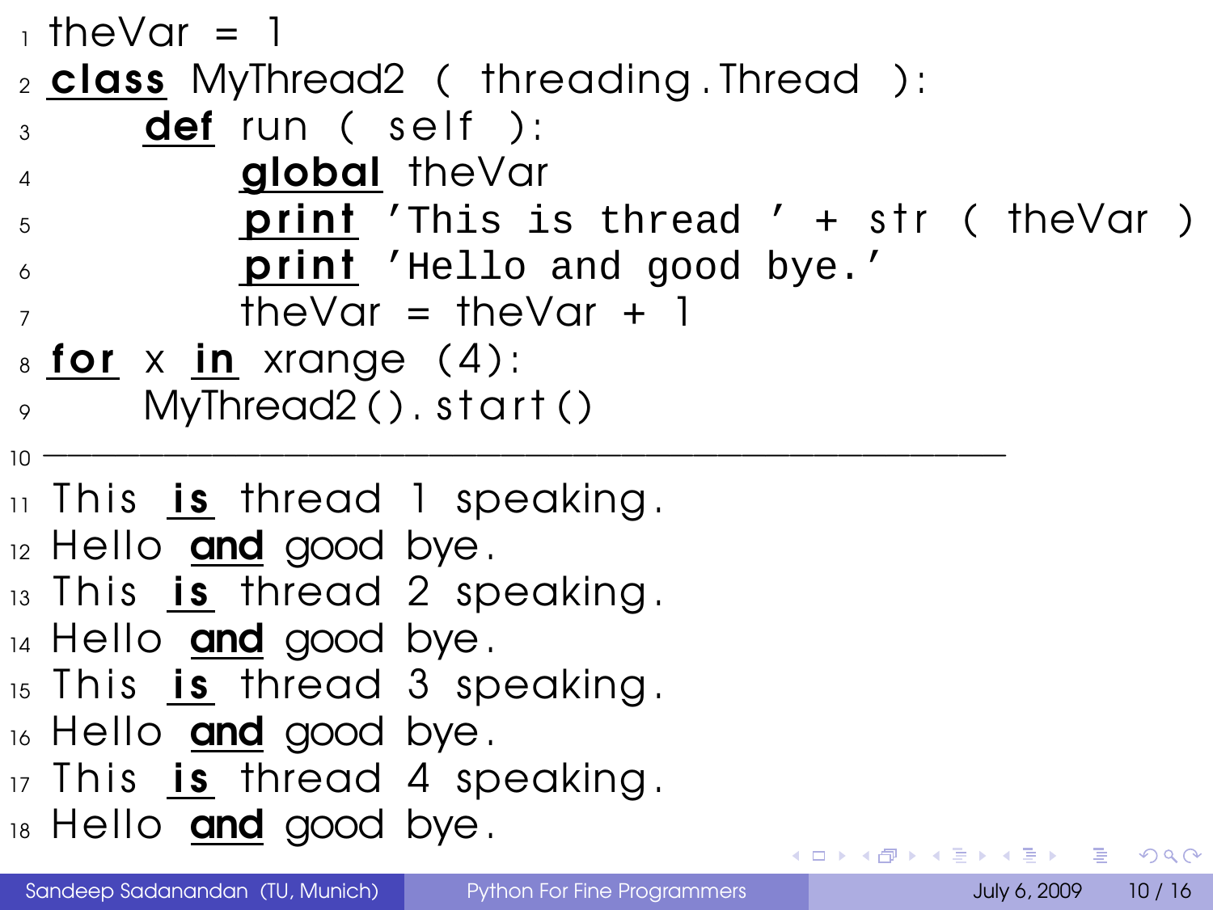```
theVar = 1
class MyThread2 ( threading.Thread ):
    def run ( self ):
        global theVar
        print 'This is thread ' + str ( theVar )
        print 'Hello and good bye.'
        theVar = theVar + 1
for x in xrange (4):
    MyThread2().start()
----------------------------------------------------------------
This is thread 1 speaking.
Hello and good bye.
This is thread 2 speaking.
Hello and good bye.
This is thread 3 speaking.
Hello and good bye.
This is thread 4 speaking.
Hello and good bye.
```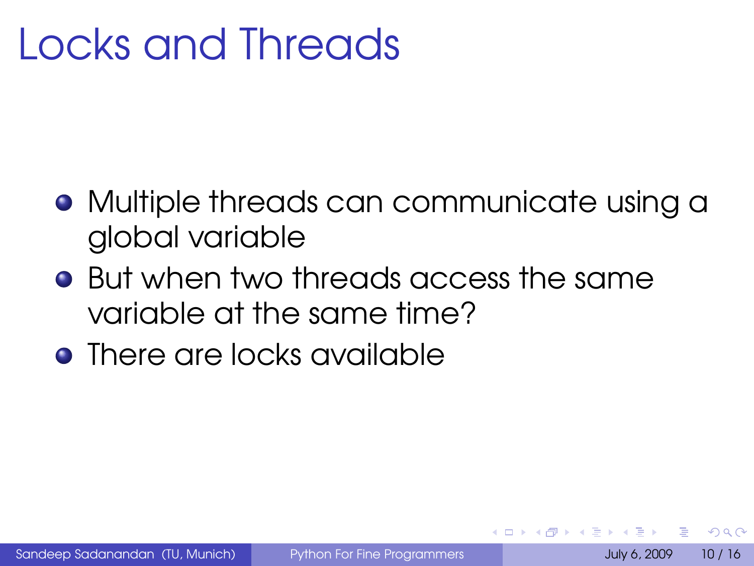# Locks and Threads

- Multiple threads can communicate using a global variable
- But when two threads access the same variable at the same time?
- There are locks available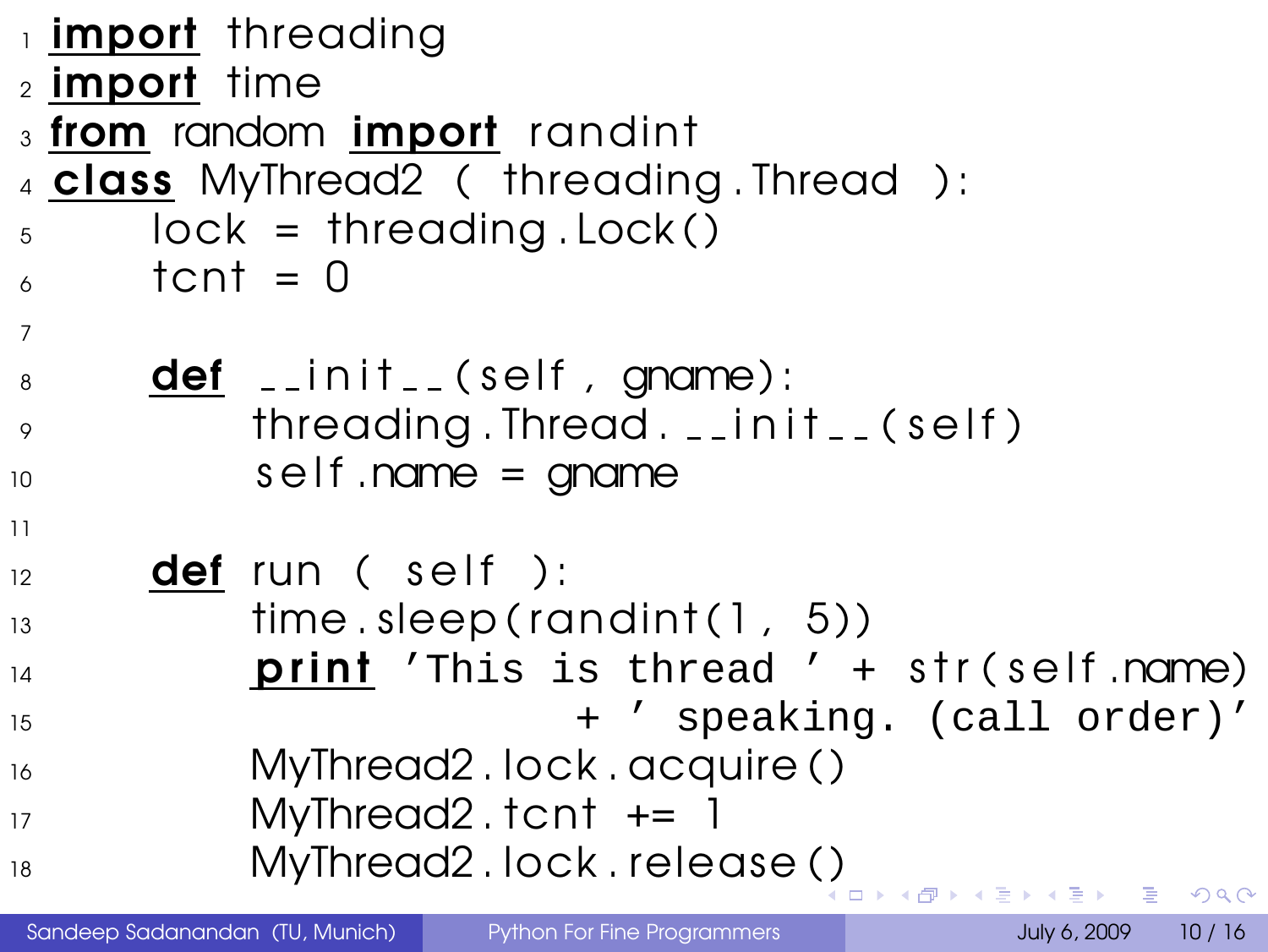```python
import threading
import time
from random import randint
class MyThread2 ( threading.Thread ):
    lock = threading.Lock()
    tcnt = 0

    def __init__(self, gname):
        threading.Thread.__init__(self)
        self.name = gname

    def run ( self ):
        time.sleep(randint(1, 5))
        print 'This is thread ' + str(self.name)
                    + ' speaking. (call order)'
        MyThread2.lock.acquire()
        MyThread2.tcnt += 1
        MyThread2.lock.release()
```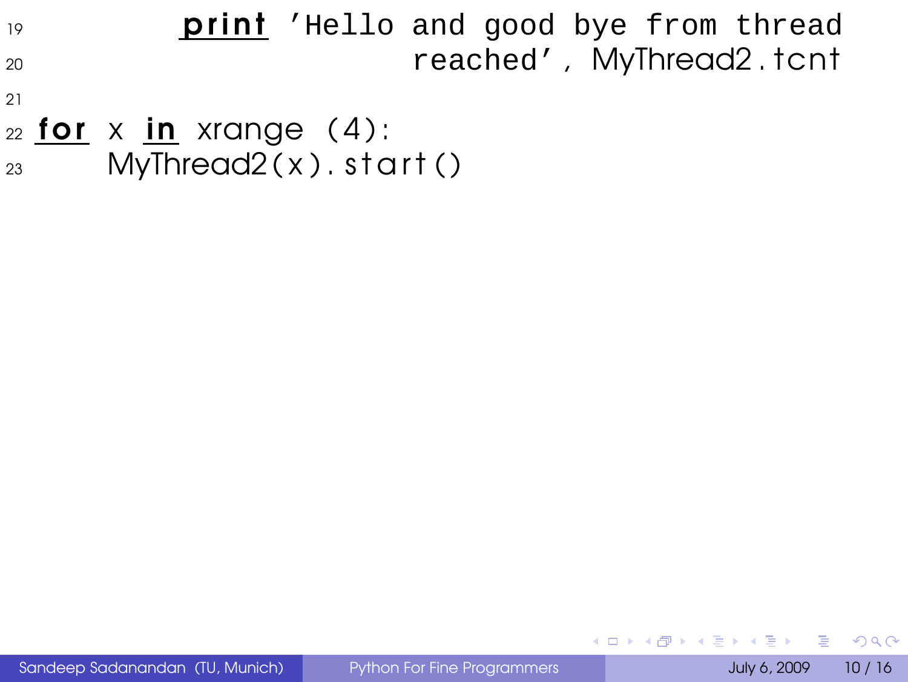```
19          print 'Hello and good bye from thread
20                        reached', MyThread2.tcnt
21
22  for x in xrange (4):
23      MyThread2(x).start()
```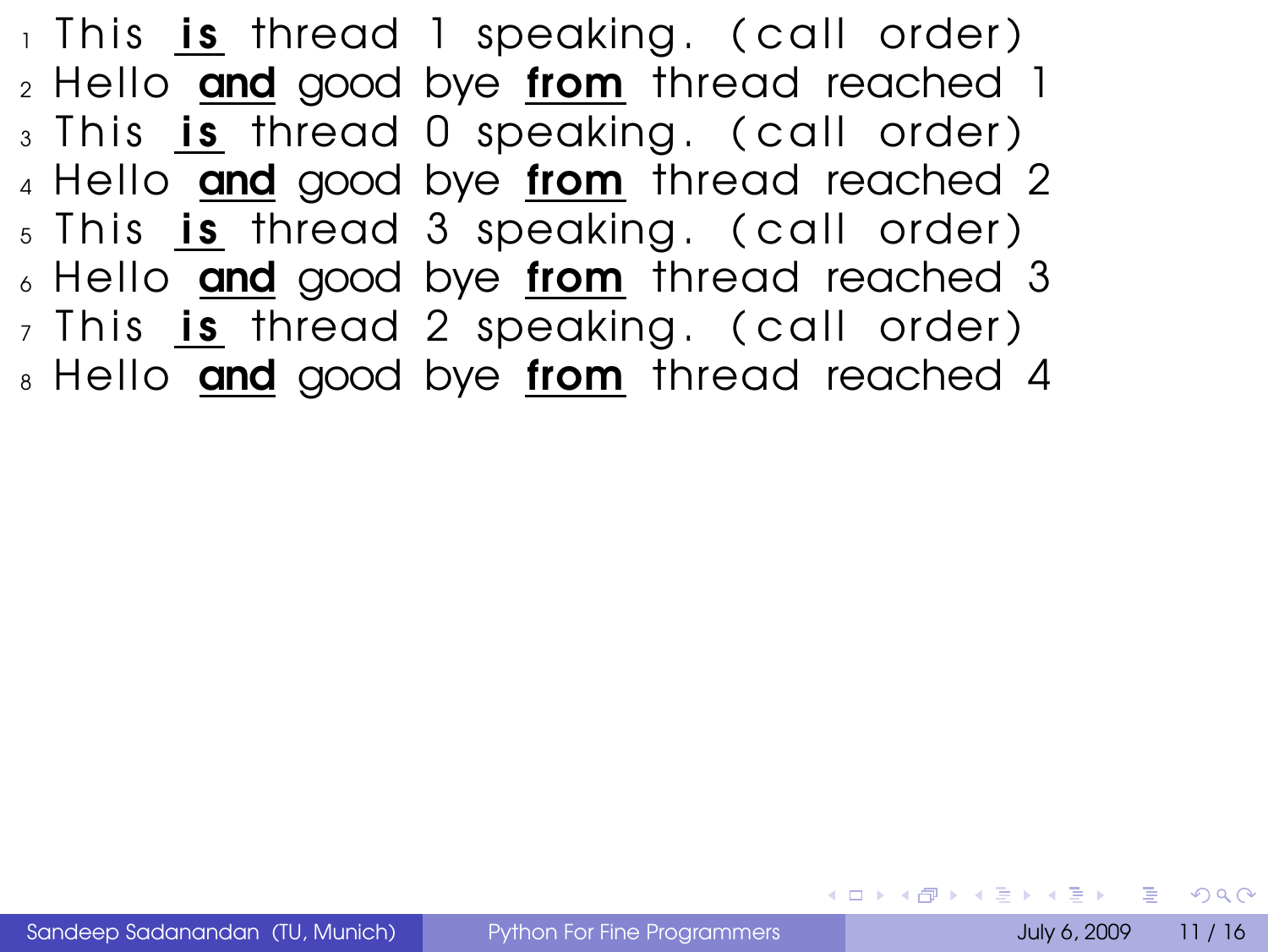```
This is thread 1 speaking. (call order)
Hello and good bye from thread reached 1
This is thread 0 speaking. (call order)
Hello and good bye from thread reached 2
This is thread 3 speaking. (call order)
Hello and good bye from thread reached 3
This is thread 2 speaking. (call order)
Hello and good bye from thread reached 4
```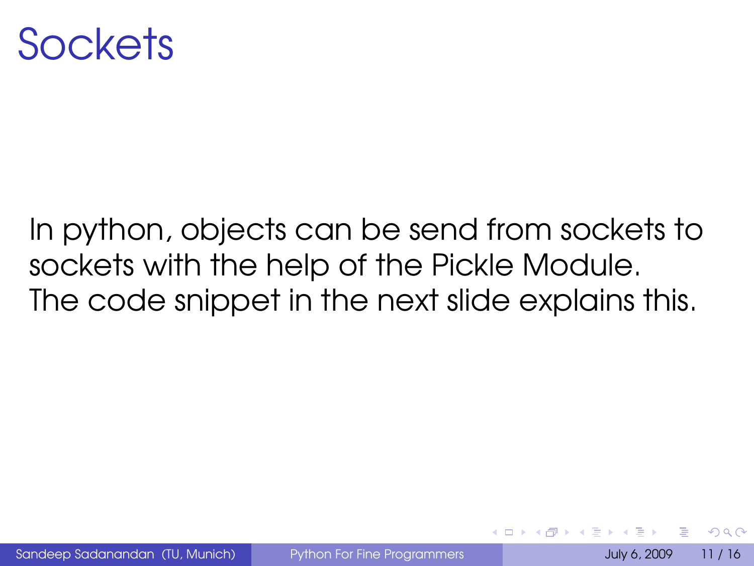# Sockets

In python, objects can be send from sockets to sockets with the help of the Pickle Module. The code snippet in the next slide explains this.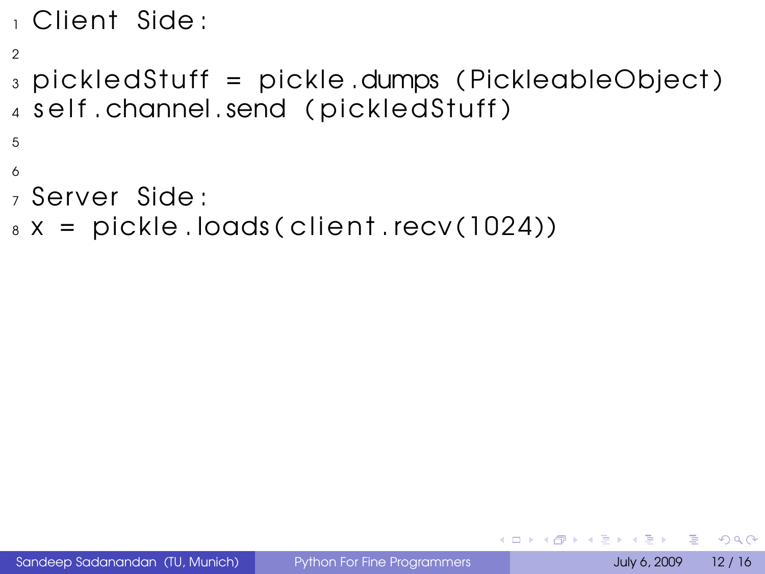```
Client Side:

pickledStuff = pickle.dumps (PickleableObject)
self.channel.send (pickledStuff)


Server Side:
x = pickle.loads(client.recv(1024))
```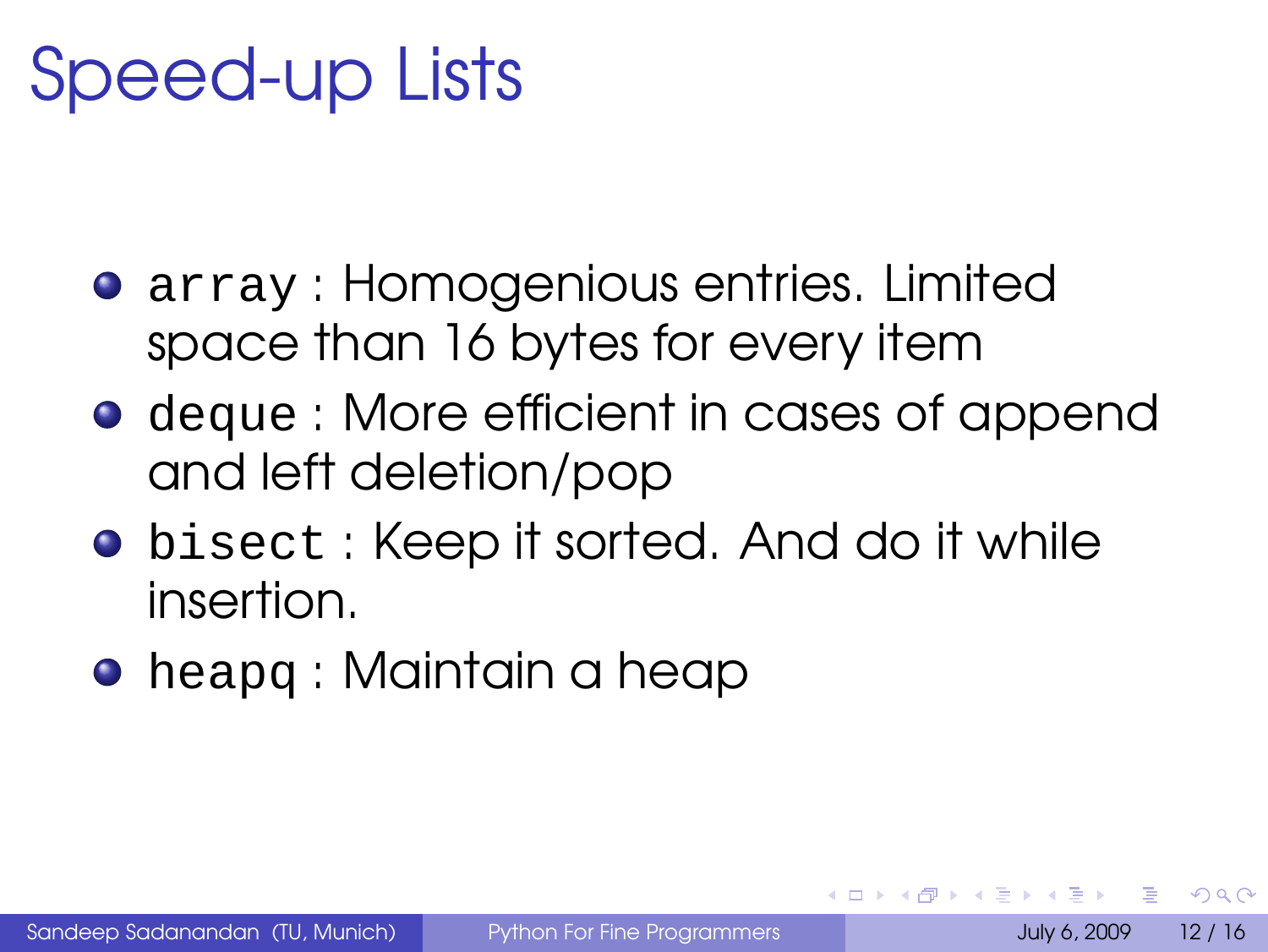# Speed-up Lists

- `array` : Homogenious entries. Limited space than 16 bytes for every item
- `deque` : More efficient in cases of append and left deletion/pop
- `bisect` : Keep it sorted. And do it while insertion.
- `heapq` : Maintain a heap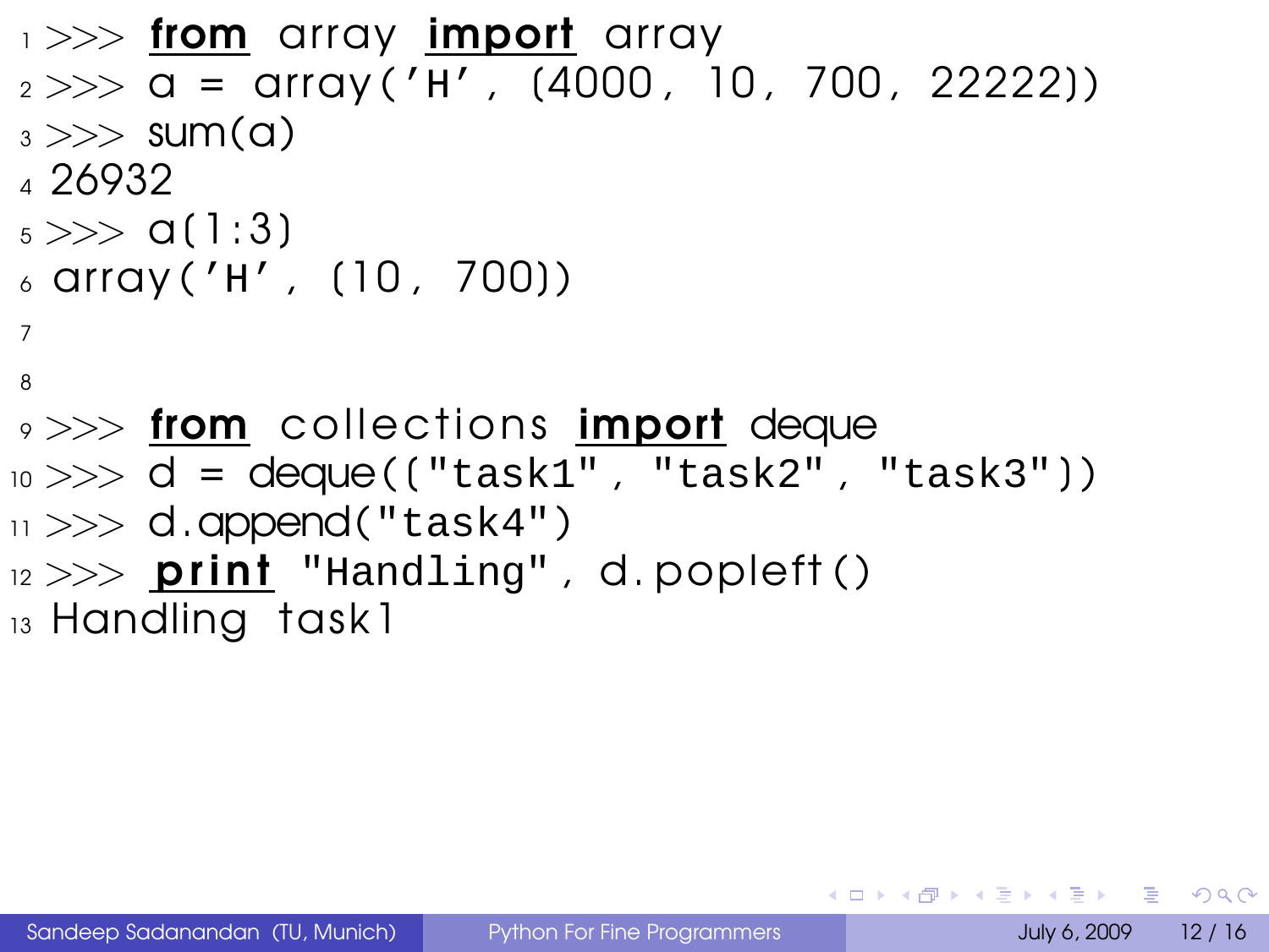```python
>>> from array import array
>>> a = array('H', [4000, 10, 700, 22222])
>>> sum(a)
26932
>>> a[1:3]
array('H', [10, 700])


>>> from collections import deque
>>> d = deque(["task1", "task2", "task3"])
>>> d.append("task4")
>>> print "Handling", d.popleft()
Handling task1
```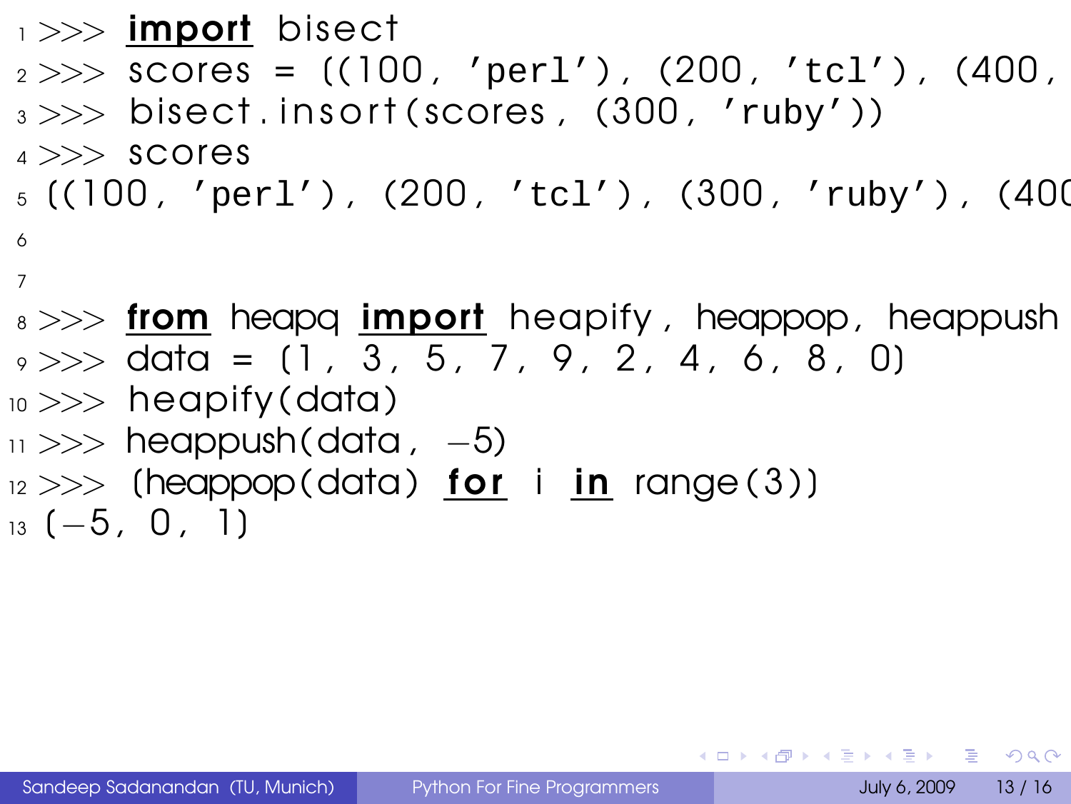```
>>> import bisect
>>> scores = ((100, 'perl'), (200, 'tcl'), (400,
>>> bisect.insort(scores, (300, 'ruby'))
>>> scores
((100, 'perl'), (200, 'tcl'), (300, 'ruby'), (400


>>> from heapq import heapify, heappop, heappush
>>> data = (1, 3, 5, 7, 9, 2, 4, 6, 8, 0)
>>> heapify(data)
>>> heappush(data, -5)
>>> (heappop(data) for i in range(3))
(-5, 0, 1)
```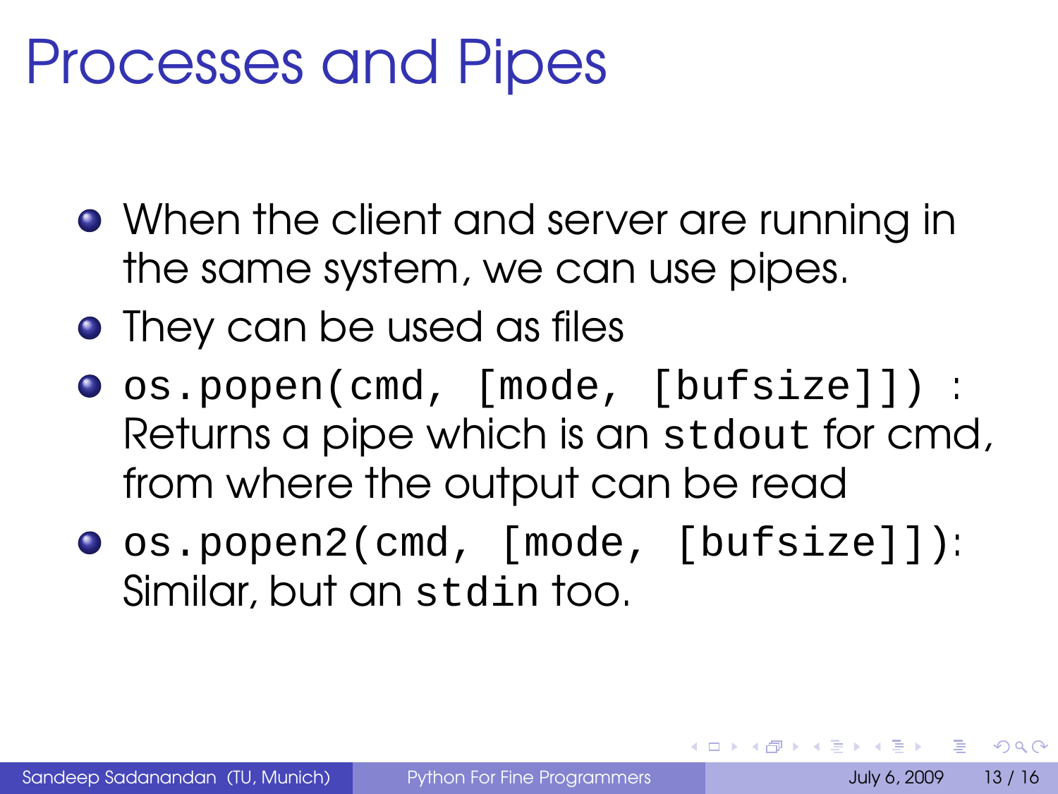# Processes and Pipes

- When the client and server are running in the same system, we can use pipes.
- They can be used as files
- `os.popen(cmd, [mode, [bufsize]])` : Returns a pipe which is an `stdout` for cmd, from where the output can be read
- `os.popen2(cmd, [mode, [bufsize]])`: Similar, but an `stdin` too.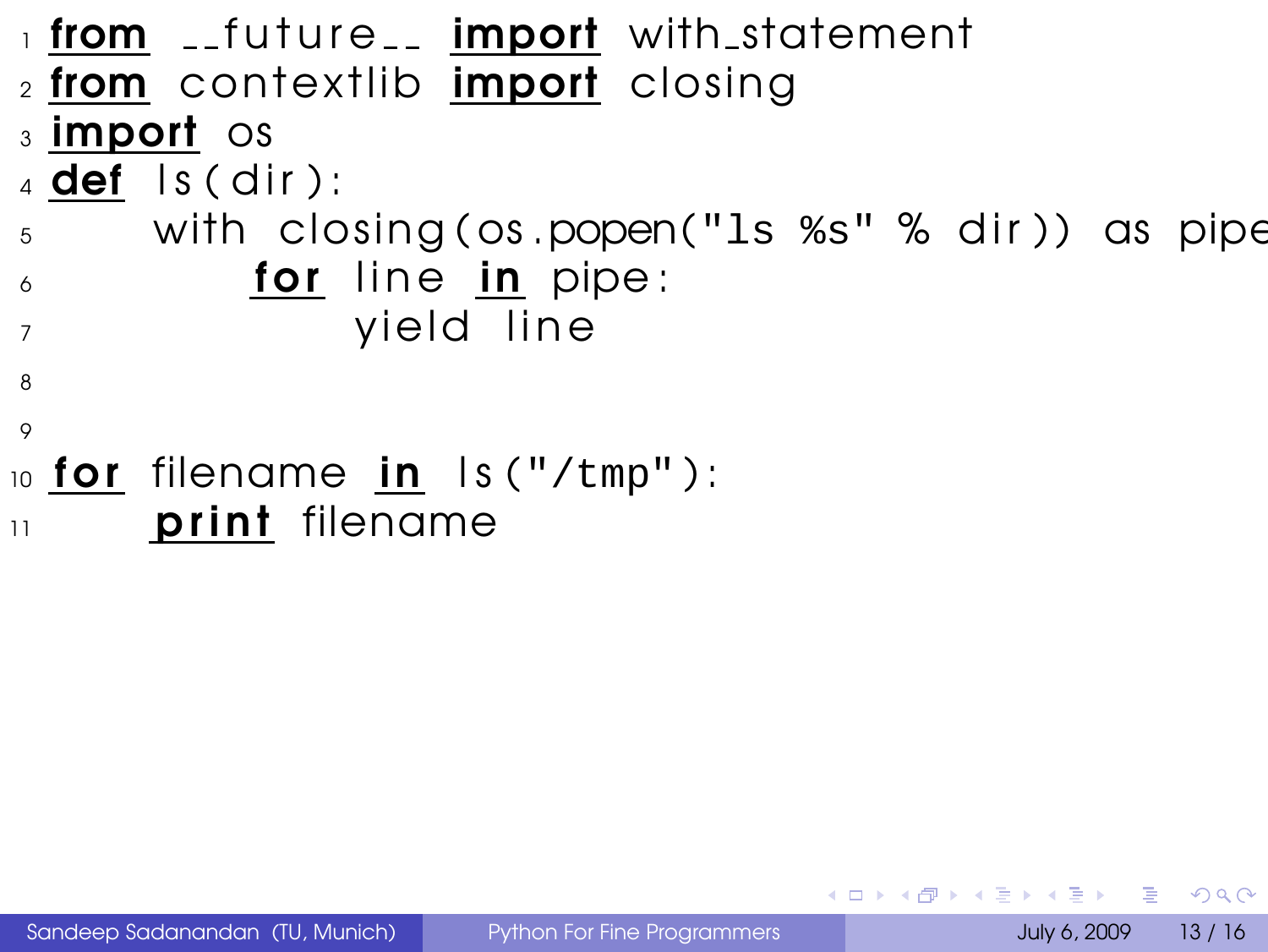```python
from __future__ import with_statement
from contextlib import closing
import os
def ls(dir):
    with closing(os.popen("ls %s" % dir)) as pipe
        for line in pipe:
            yield line


for filename in ls("/tmp"):
    print filename
```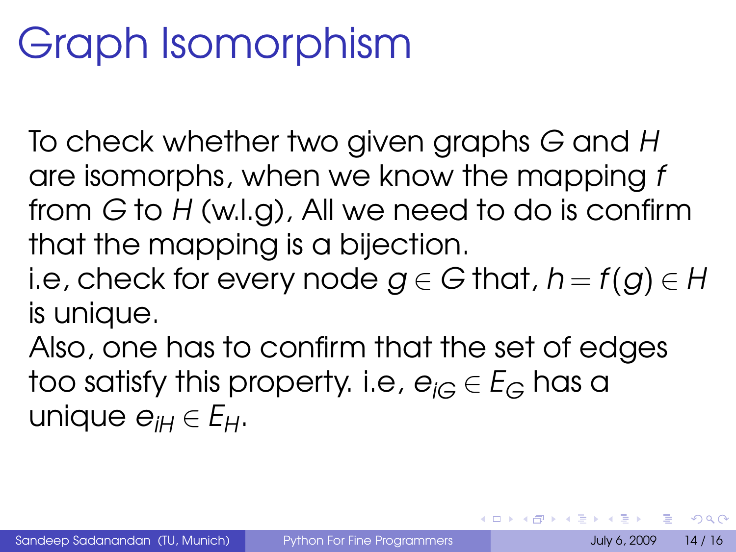# Graph Isomorphism

To check whether two given graphs $G$ and $H$ are isomorphs, when we know the mapping $f$ from $G$ to $H$ (w.l.g), All we need to do is confirm that the mapping is a bijection.
i.e, check for every node $g \in G$ that, $h = f(g) \in H$ is unique.
Also, one has to confirm that the set of edges too satisfy this property. i.e, $e_{iG} \in E_G$ has a unique $e_{iH} \in E_H$.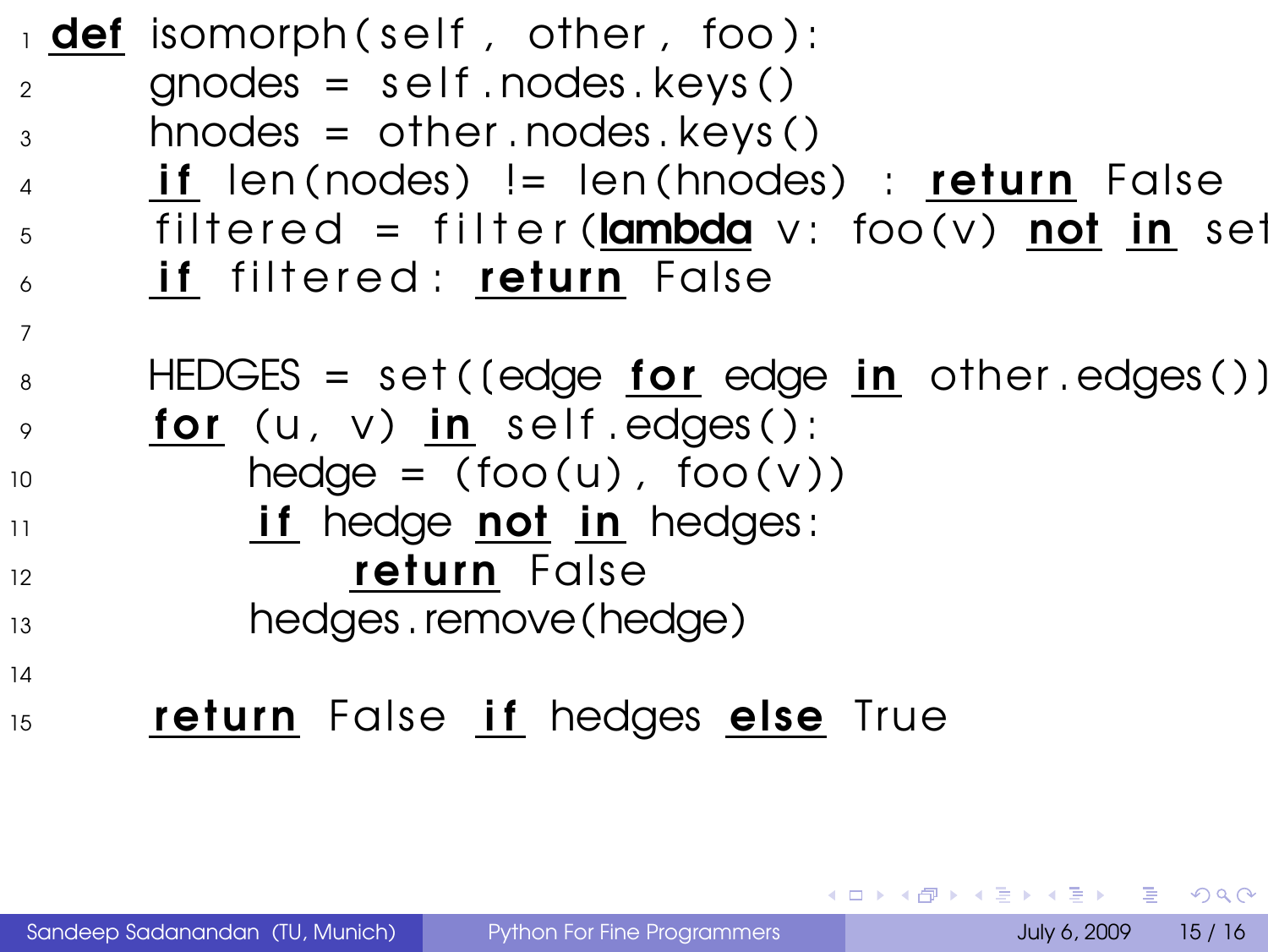```
def isomorph(self, other, foo):
    gnodes = self.nodes.keys()
    hnodes = other.nodes.keys()
    if len(nodes) != len(hnodes) : return False
    filtered = filter(lambda v: foo(v) not in set
    if filtered: return False

    HEDGES = set([edge for edge in other.edges()]
    for (u, v) in self.edges():
        hedge = (foo(u), foo(v))
        if hedge not in hedges:
            return False
        hedges.remove(hedge)

    return False if hedges else True
```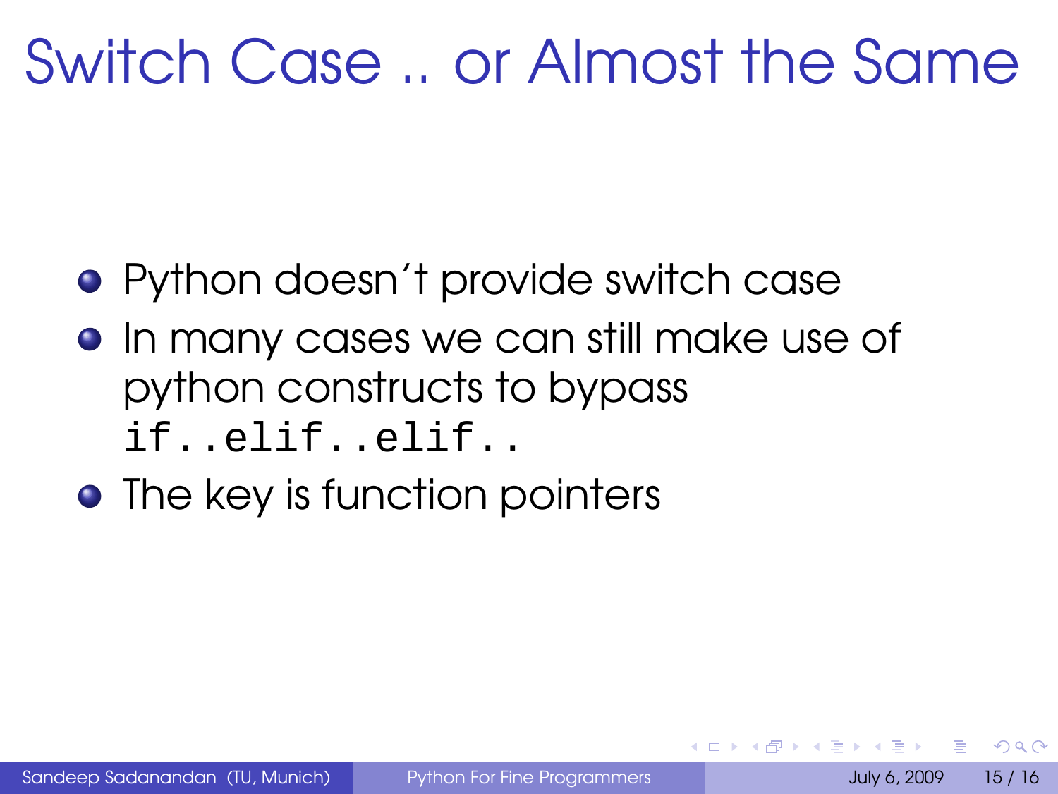# Switch Case .. or Almost the Same

- Python doesn't provide switch case
- In many cases we can still make use of python constructs to bypass `if..elif..elif..`
- The key is function pointers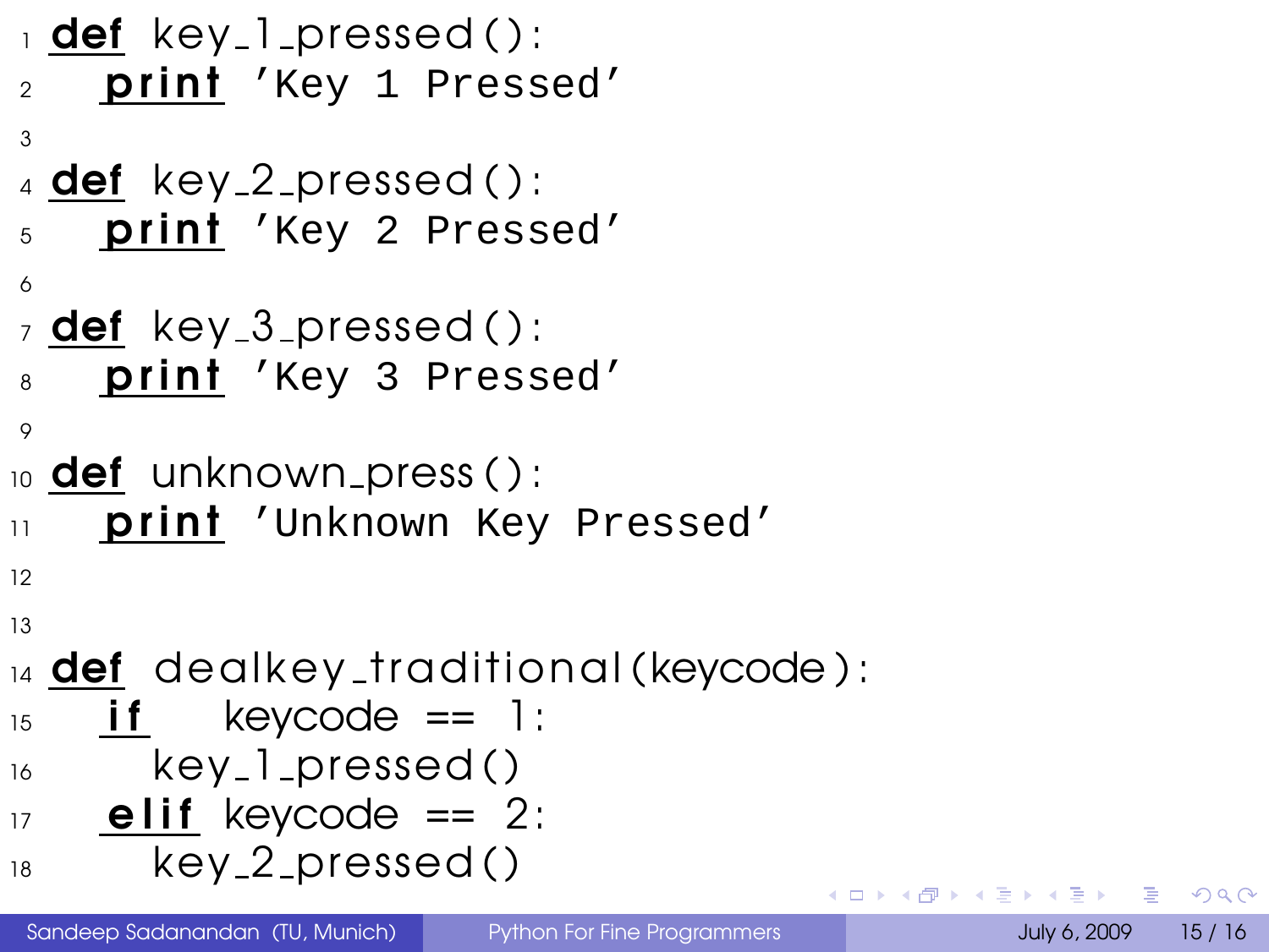```python
def key_1_pressed():
    print 'Key 1 Pressed'

def key_2_pressed():
    print 'Key 2 Pressed'

def key_3_pressed():
    print 'Key 3 Pressed'

def unknown_press():
    print 'Unknown Key Pressed'


def dealkey_traditional(keycode):
    if     keycode == 1:
        key_1_pressed()
    elif keycode == 2:
        key_2_pressed()
```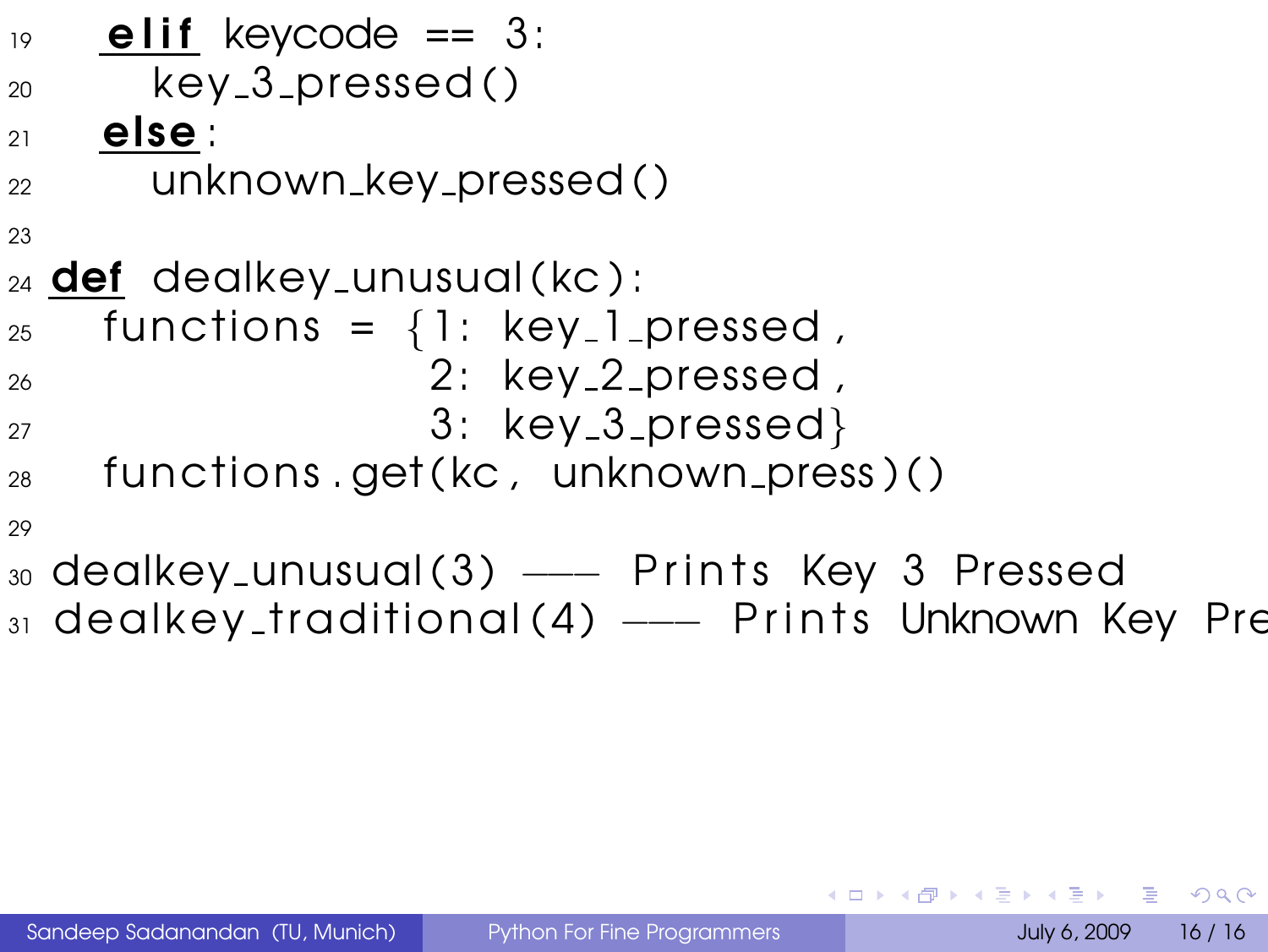```python
    elif keycode == 3:
        key_3_pressed()
    else:
        unknown_key_pressed()

def dealkey_unusual(kc):
    functions = {1: key_1_pressed,
                 2: key_2_pressed,
                 3: key_3_pressed}
    functions.get(kc, unknown_press)()

dealkey_unusual(3) --- Prints Key 3 Pressed
dealkey_traditional(4) --- Prints Unknown Key Pre
```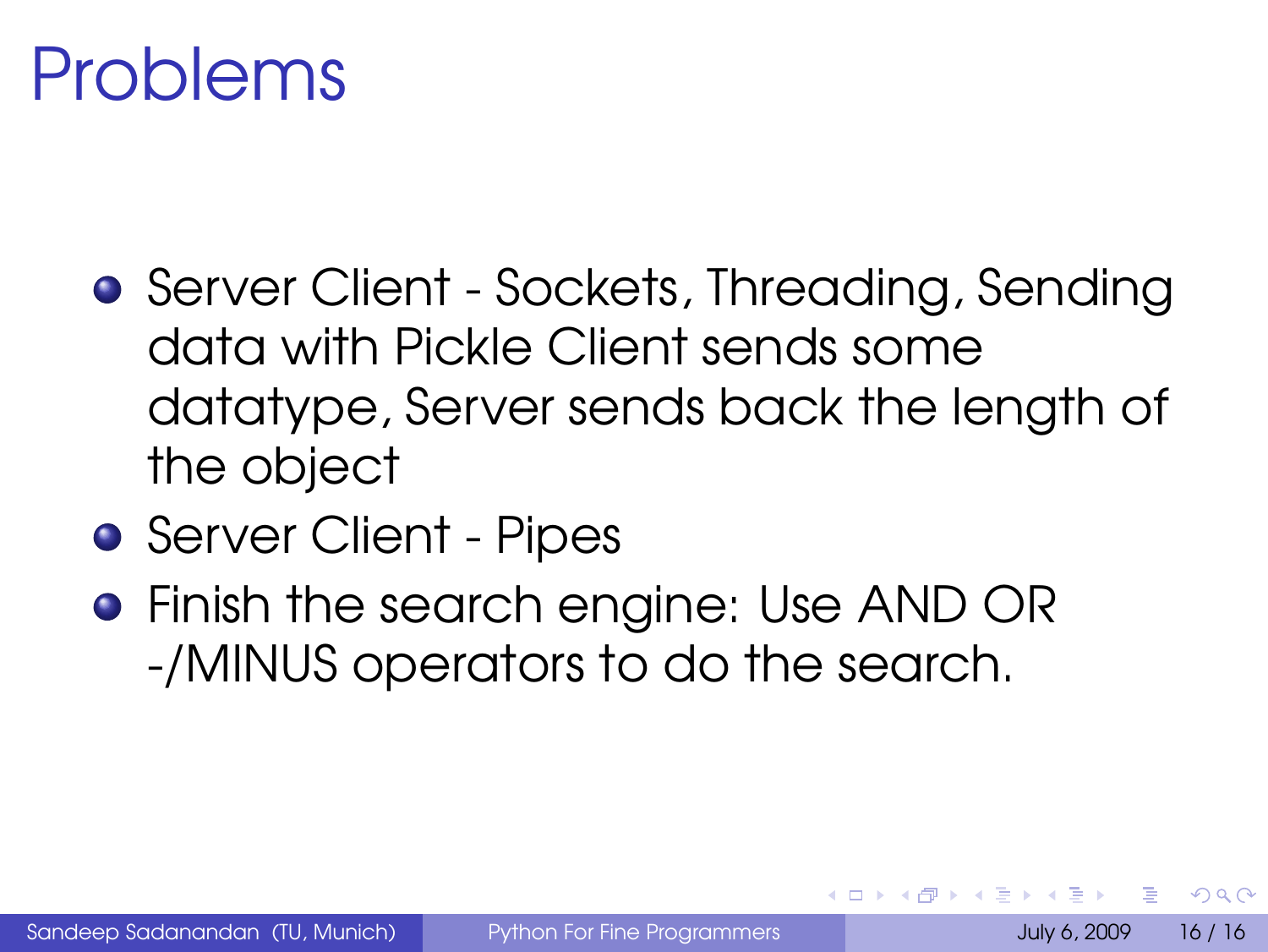# Problems

- Server Client - Sockets, Threading, Sending data with Pickle Client sends some datatype, Server sends back the length of the object
- Server Client - Pipes
- Finish the search engine: Use AND OR -/MINUS operators to do the search.